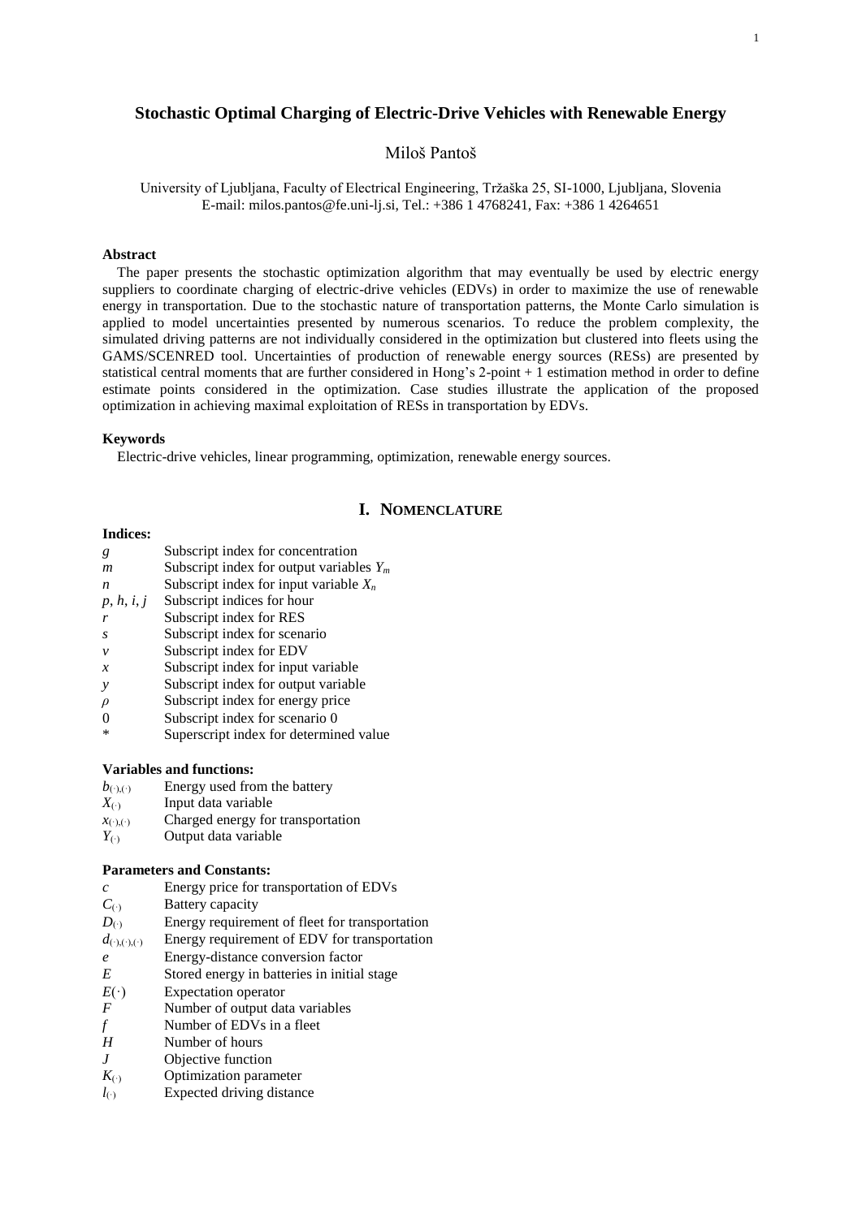# Stochastic Optimal Charging of Electric-Drive Vehicles with Renewable Energy

Miloš Pantoš

University of Ljubljana, Faculty of Electrical Engineering, Tržaška 25, SI-1000, Ljubljana, Slovenia
E-mail: milos.pantos@fe.uni-lj.si, Tel.: +386 1 4768241, Fax: +386 1 4264651

### Abstract

The paper presents the stochastic optimization algorithm that may eventually be used by electric energy suppliers to coordinate charging of electric-drive vehicles (EDVs) in order to maximize the use of renewable energy in transportation. Due to the stochastic nature of transportation patterns, the Monte Carlo simulation is applied to model uncertainties presented by numerous scenarios. To reduce the problem complexity, the simulated driving patterns are not individually considered in the optimization but clustered into fleets using the GAMS/SCENRED tool. Uncertainties of production of renewable energy sources (RESs) are presented by statistical central moments that are further considered in Hong's 2-point + 1 estimation method in order to define estimate points considered in the optimization. Case studies illustrate the application of the proposed optimization in achieving maximal exploitation of RESs in transportation by EDVs.

### Keywords

Electric-drive vehicles, linear programming, optimization, renewable energy sources.

## I. Nomenclature

**Indices:**

| | |
|---|---|
| $g$ | Subscript index for concentration |
| $m$ | Subscript index for output variables $Y_m$ |
| $n$ | Subscript index for input variable $X_n$ |
| $p, h, i, j$ | Subscript indices for hour |
| $r$ | Subscript index for RES |
| $s$ | Subscript index for scenario |
| $v$ | Subscript index for EDV |
| $x$ | Subscript index for input variable |
| $y$ | Subscript index for output variable |
| $\rho$ | Subscript index for energy price |
| 0 | Subscript index for scenario 0 |
| * | Superscript index for determined value |

**Variables and functions:**

| | |
|---|---|
| $b_{(\cdot),(\cdot)}$ | Energy used from the battery |
| $X_{(\cdot)}$ | Input data variable |
| $x_{(\cdot),(\cdot)}$ | Charged energy for transportation |
| $Y_{(\cdot)}$ | Output data variable |

**Parameters and Constants:**

| | |
|---|---|
| $c$ | Energy price for transportation of EDVs |
| $C_{(\cdot)}$ | Battery capacity |
| $D_{(\cdot)}$ | Energy requirement of fleet for transportation |
| $d_{(\cdot),(\cdot),(\cdot)}$ | Energy requirement of EDV for transportation |
| $e$ | Energy-distance conversion factor |
| $E$ | Stored energy in batteries in initial stage |
| $E(\cdot)$ | Expectation operator |
| $F$ | Number of output data variables |
| $f$ | Number of EDVs in a fleet |
| $H$ | Number of hours |
| $J$ | Objective function |
| $K_{(\cdot)}$ | Optimization parameter |
| $l_{(\cdot)}$ | Expected driving distance |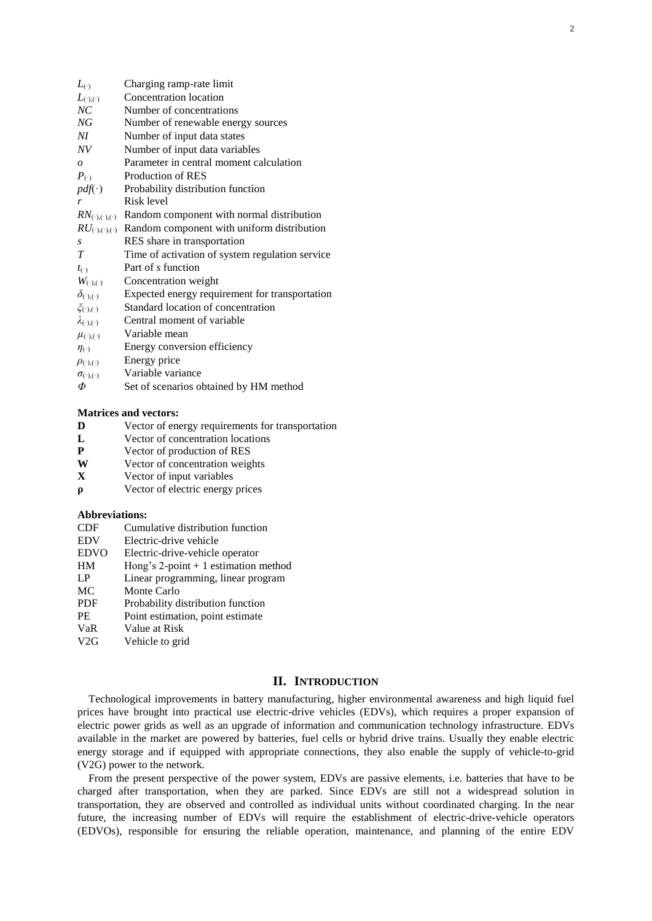$L_{(\cdot)}$ Charging ramp-rate limit
$L_{(\cdot),(\cdot)}$ Concentration location
$NC$ Number of concentrations
$NG$ Number of renewable energy sources
$NI$ Number of input data states
$NV$ Number of input data variables
$o$ Parameter in central moment calculation
$P_{(\cdot)}$ Production of RES
$pdf(\cdot)$ Probability distribution function
$r$ Risk level
$RN_{(\cdot),(\cdot),(\cdot)}$ Random component with normal distribution
$RU_{(\cdot),(\cdot),(\cdot)}$ Random component with uniform distribution
$s$ RES share in transportation
$T$ Time of activation of system regulation service
$t_{(\cdot)}$ Part of $s$ function
$W_{(\cdot),(\cdot)}$ Concentration weight
$\delta_{(\cdot),(\cdot)}$ Expected energy requirement for transportation
$\xi_{(\cdot),(\cdot)}$ Standard location of concentration
$\lambda_{(\cdot),(\cdot)}$ Central moment of variable
$\mu_{(\cdot),(\cdot)}$ Variable mean
$\eta_{(\cdot)}$ Energy conversion efficiency
$\rho_{(\cdot),(\cdot)}$ Energy price
$\sigma_{(\cdot),(\cdot)}$ Variable variance
$\Phi$ Set of scenarios obtained by HM method

**Matrices and vectors:**

$\mathbf{D}$ Vector of energy requirements for transportation
$\mathbf{L}$ Vector of concentration locations
$\mathbf{P}$ Vector of production of RES
$\mathbf{W}$ Vector of concentration weights
$\mathbf{X}$ Vector of input variables
$\boldsymbol{\rho}$ Vector of electric energy prices

**Abbreviations:**

CDF Cumulative distribution function
EDV Electric-drive vehicle
EDVO Electric-drive-vehicle operator
HM Hong's 2-point + 1 estimation method
LP Linear programming, linear program
MC Monte Carlo
PDF Probability distribution function
PE Point estimation, point estimate
VaR Value at Risk
V2G Vehicle to grid

## II. Introduction

Technological improvements in battery manufacturing, higher environmental awareness and high liquid fuel prices have brought into practical use electric-drive vehicles (EDVs), which requires a proper expansion of electric power grids as well as an upgrade of information and communication technology infrastructure. EDVs available in the market are powered by batteries, fuel cells or hybrid drive trains. Usually they enable electric energy storage and if equipped with appropriate connections, they also enable the supply of vehicle-to-grid (V2G) power to the network.

From the present perspective of the power system, EDVs are passive elements, i.e. batteries that have to be charged after transportation, when they are parked. Since EDVs are still not a widespread solution in transportation, they are observed and controlled as individual units without coordinated charging. In the near future, the increasing number of EDVs will require the establishment of electric-drive-vehicle operators (EDVOs), responsible for ensuring the reliable operation, maintenance, and planning of the entire EDV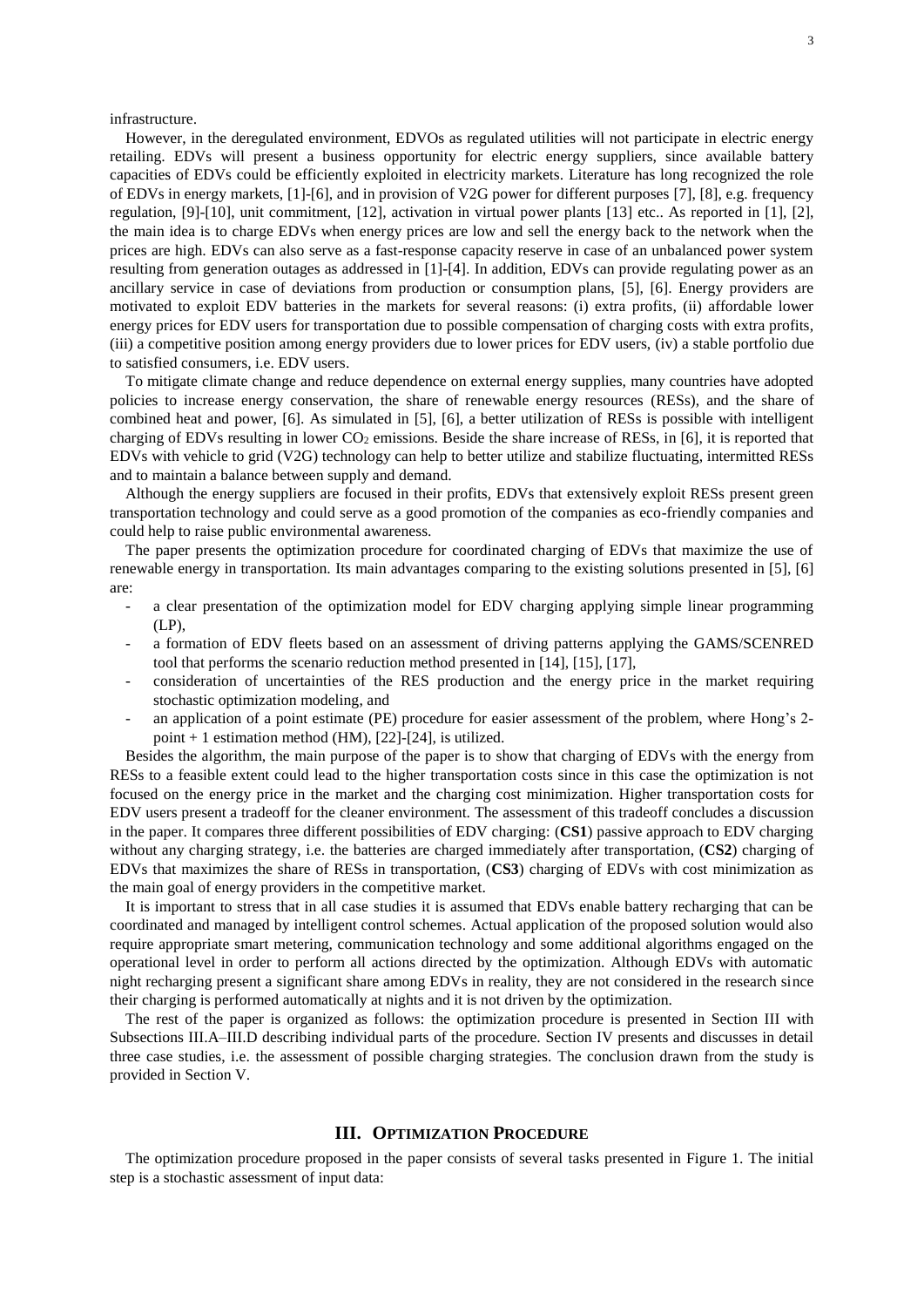infrastructure.

However, in the deregulated environment, EDVOs as regulated utilities will not participate in electric energy retailing. EDVs will present a business opportunity for electric energy suppliers, since available battery capacities of EDVs could be efficiently exploited in electricity markets. Literature has long recognized the role of EDVs in energy markets, [1]-[6], and in provision of V2G power for different purposes [7], [8], e.g. frequency regulation, [9]-[10], unit commitment, [12], activation in virtual power plants [13] etc.. As reported in [1], [2], the main idea is to charge EDVs when energy prices are low and sell the energy back to the network when the prices are high. EDVs can also serve as a fast-response capacity reserve in case of an unbalanced power system resulting from generation outages as addressed in [1]-[4]. In addition, EDVs can provide regulating power as an ancillary service in case of deviations from production or consumption plans, [5], [6]. Energy providers are motivated to exploit EDV batteries in the markets for several reasons: (i) extra profits, (ii) affordable lower energy prices for EDV users for transportation due to possible compensation of charging costs with extra profits, (iii) a competitive position among energy providers due to lower prices for EDV users, (iv) a stable portfolio due to satisfied consumers, i.e. EDV users.

To mitigate climate change and reduce dependence on external energy supplies, many countries have adopted policies to increase energy conservation, the share of renewable energy resources (RESs), and the share of combined heat and power, [6]. As simulated in [5], [6], a better utilization of RESs is possible with intelligent charging of EDVs resulting in lower $CO_2$ emissions. Beside the share increase of RESs, in [6], it is reported that EDVs with vehicle to grid (V2G) technology can help to better utilize and stabilize fluctuating, intermitted RESs and to maintain a balance between supply and demand.

Although the energy suppliers are focused in their profits, EDVs that extensively exploit RESs present green transportation technology and could serve as a good promotion of the companies as eco-friendly companies and could help to raise public environmental awareness.

The paper presents the optimization procedure for coordinated charging of EDVs that maximize the use of renewable energy in transportation. Its main advantages comparing to the existing solutions presented in [5], [6] are:

- a clear presentation of the optimization model for EDV charging applying simple linear programming (LP),
- a formation of EDV fleets based on an assessment of driving patterns applying the GAMS/SCENRED tool that performs the scenario reduction method presented in [14], [15], [17],
- consideration of uncertainties of the RES production and the energy price in the market requiring stochastic optimization modeling, and
- an application of a point estimate (PE) procedure for easier assessment of the problem, where Hong's 2-point + 1 estimation method (HM), [22]-[24], is utilized.

Besides the algorithm, the main purpose of the paper is to show that charging of EDVs with the energy from RESs to a feasible extent could lead to the higher transportation costs since in this case the optimization is not focused on the energy price in the market and the charging cost minimization. Higher transportation costs for EDV users present a tradeoff for the cleaner environment. The assessment of this tradeoff concludes a discussion in the paper. It compares three different possibilities of EDV charging: (**CS1**) passive approach to EDV charging without any charging strategy, i.e. the batteries are charged immediately after transportation, (**CS2**) charging of EDVs that maximizes the share of RESs in transportation, (**CS3**) charging of EDVs with cost minimization as the main goal of energy providers in the competitive market.

It is important to stress that in all case studies it is assumed that EDVs enable battery recharging that can be coordinated and managed by intelligent control schemes. Actual application of the proposed solution would also require appropriate smart metering, communication technology and some additional algorithms engaged on the operational level in order to perform all actions directed by the optimization. Although EDVs with automatic night recharging present a significant share among EDVs in reality, they are not considered in the research since their charging is performed automatically at nights and it is not driven by the optimization.

The rest of the paper is organized as follows: the optimization procedure is presented in Section III with Subsections III.A–III.D describing individual parts of the procedure. Section IV presents and discusses in detail three case studies, i.e. the assessment of possible charging strategies. The conclusion drawn from the study is provided in Section V.

## III. Optimization Procedure

The optimization procedure proposed in the paper consists of several tasks presented in Figure 1. The initial step is a stochastic assessment of input data: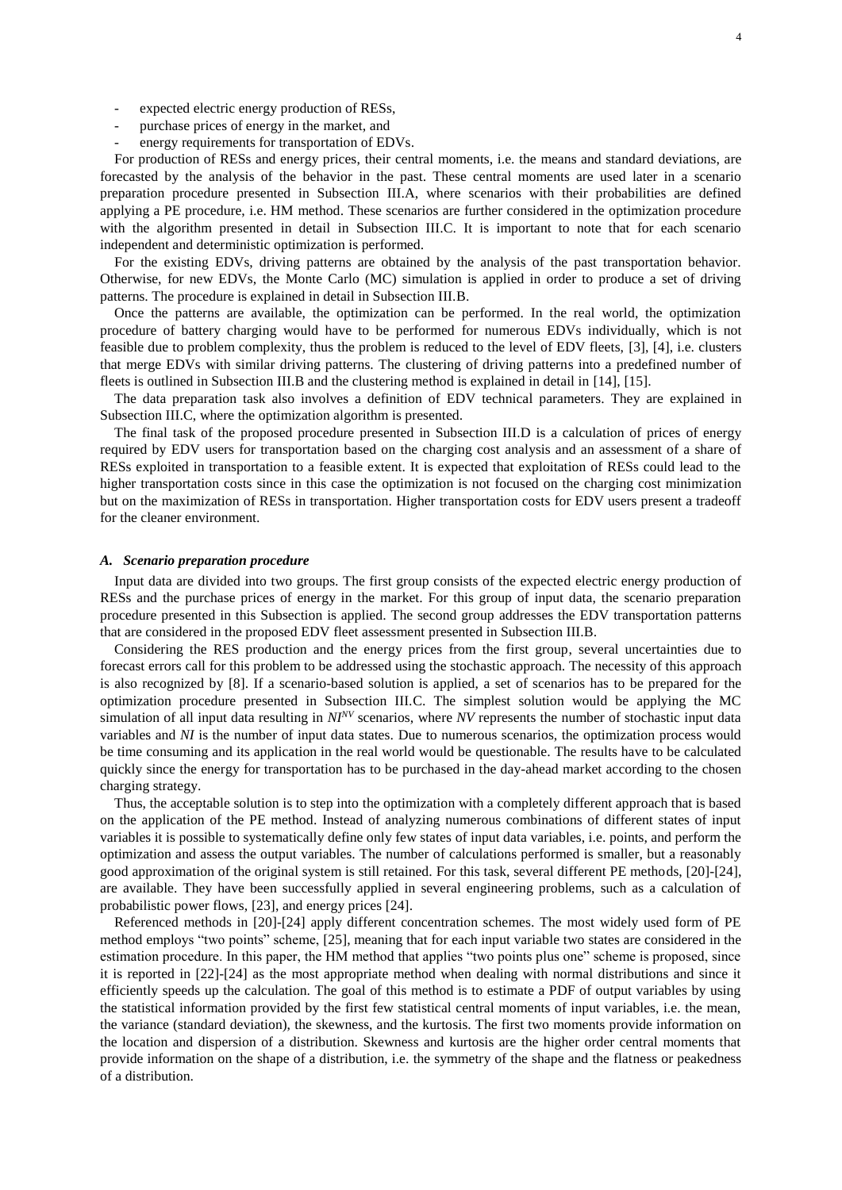- expected electric energy production of RESs,
- purchase prices of energy in the market, and
- energy requirements for transportation of EDVs.

For production of RESs and energy prices, their central moments, i.e. the means and standard deviations, are forecasted by the analysis of the behavior in the past. These central moments are used later in a scenario preparation procedure presented in Subsection III.A, where scenarios with their probabilities are defined applying a PE procedure, i.e. HM method. These scenarios are further considered in the optimization procedure with the algorithm presented in detail in Subsection III.C. It is important to note that for each scenario independent and deterministic optimization is performed.

For the existing EDVs, driving patterns are obtained by the analysis of the past transportation behavior. Otherwise, for new EDVs, the Monte Carlo (MC) simulation is applied in order to produce a set of driving patterns. The procedure is explained in detail in Subsection III.B.

Once the patterns are available, the optimization can be performed. In the real world, the optimization procedure of battery charging would have to be performed for numerous EDVs individually, which is not feasible due to problem complexity, thus the problem is reduced to the level of EDV fleets, [3], [4], i.e. clusters that merge EDVs with similar driving patterns. The clustering of driving patterns into a predefined number of fleets is outlined in Subsection III.B and the clustering method is explained in detail in [14], [15].

The data preparation task also involves a definition of EDV technical parameters. They are explained in Subsection III.C, where the optimization algorithm is presented.

The final task of the proposed procedure presented in Subsection III.D is a calculation of prices of energy required by EDV users for transportation based on the charging cost analysis and an assessment of a share of RESs exploited in transportation to a feasible extent. It is expected that exploitation of RESs could lead to the higher transportation costs since in this case the optimization is not focused on the charging cost minimization but on the maximization of RESs in transportation. Higher transportation costs for EDV users present a tradeoff for the cleaner environment.

### *A. Scenario preparation procedure*

Input data are divided into two groups. The first group consists of the expected electric energy production of RESs and the purchase prices of energy in the market. For this group of input data, the scenario preparation procedure presented in this Subsection is applied. The second group addresses the EDV transportation patterns that are considered in the proposed EDV fleet assessment presented in Subsection III.B.

Considering the RES production and the energy prices from the first group, several uncertainties due to forecast errors call for this problem to be addressed using the stochastic approach. The necessity of this approach is also recognized by [8]. If a scenario-based solution is applied, a set of scenarios has to be prepared for the optimization procedure presented in Subsection III.C. The simplest solution would be applying the MC simulation of all input data resulting in $NI^{NV}$ scenarios, where $NV$ represents the number of stochastic input data variables and $NI$ is the number of input data states. Due to numerous scenarios, the optimization process would be time consuming and its application in the real world would be questionable. The results have to be calculated quickly since the energy for transportation has to be purchased in the day-ahead market according to the chosen charging strategy.

Thus, the acceptable solution is to step into the optimization with a completely different approach that is based on the application of the PE method. Instead of analyzing numerous combinations of different states of input variables it is possible to systematically define only few states of input data variables, i.e. points, and perform the optimization and assess the output variables. The number of calculations performed is smaller, but a reasonably good approximation of the original system is still retained. For this task, several different PE methods, [20]-[24], are available. They have been successfully applied in several engineering problems, such as a calculation of probabilistic power flows, [23], and energy prices [24].

Referenced methods in [20]-[24] apply different concentration schemes. The most widely used form of PE method employs "two points" scheme, [25], meaning that for each input variable two states are considered in the estimation procedure. In this paper, the HM method that applies "two points plus one" scheme is proposed, since it is reported in [22]-[24] as the most appropriate method when dealing with normal distributions and since it efficiently speeds up the calculation. The goal of this method is to estimate a PDF of output variables by using the statistical information provided by the first few statistical central moments of input variables, i.e. the mean, the variance (standard deviation), the skewness, and the kurtosis. The first two moments provide information on the location and dispersion of a distribution. Skewness and kurtosis are the higher order central moments that provide information on the shape of a distribution, i.e. the symmetry of the shape and the flatness or peakedness of a distribution.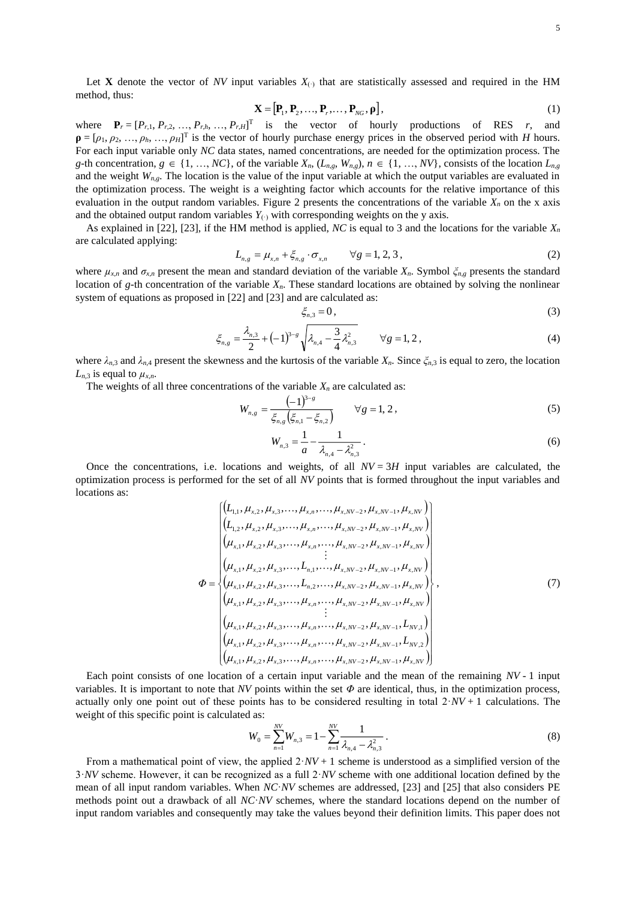Let $\mathbf{X}$ denote the vector of $NV$ input variables $X_{(\cdot)}$ that are statistically assessed and required in the HM method, thus:

$$\mathbf{X} = \left[\mathbf{P}_1, \mathbf{P}_2, \ldots, \mathbf{P}_r, \ldots, \mathbf{P}_{NG}, \boldsymbol{\rho}\right], \tag{1}$$

where $\mathbf{P}_r = [P_{r,1}, P_{r,2}, \ldots, P_{r,h}, \ldots, P_{r,H}]^{\mathrm{T}}$ is the vector of hourly productions of RES $r$, and $\boldsymbol{\rho} = [\rho_1, \rho_2, \ldots, \rho_h, \ldots, \rho_H]^{\mathrm{T}}$ is the vector of hourly purchase energy prices in the observed period with $H$ hours. For each input variable only $NC$ data states, named concentrations, are needed for the optimization process. The $g$-th concentration, $g \in \{1, \ldots, NC\}$, of the variable $X_n$, $(L_{n,g}, W_{n,g})$, $n \in \{1, \ldots, NV\}$, consists of the location $L_{n,g}$ and the weight $W_{n,g}$. The location is the value of the input variable at which the output variables are evaluated in the optimization process. The weight is a weighting factor which accounts for the relative importance of this evaluation in the output random variables. Figure 2 presents the concentrations of the variable $X_n$ on the x axis and the obtained output random variables $Y_{(\cdot)}$ with corresponding weights on the y axis.

As explained in [22], [23], if the HM method is applied, $NC$ is equal to 3 and the locations for the variable $X_n$ are calculated applying:

$$L_{n,g} = \mu_{x,n} + \xi_{n,g} \cdot \sigma_{x,n} \qquad \forall g = 1, 2, 3, \tag{2}$$

where $\mu_{x,n}$ and $\sigma_{x,n}$ present the mean and standard deviation of the variable $X_n$. Symbol $\xi_{n,g}$ presents the standard location of $g$-th concentration of the variable $X_n$. These standard locations are obtained by solving the nonlinear system of equations as proposed in [22] and [23] and are calculated as:

$$\xi_{n,3} = 0, \tag{3}$$

$$\xi_{n,g} = \frac{\lambda_{n,3}}{2} + \left(-1\right)^{3-g} \sqrt{\lambda_{n,4} - \frac{3}{4}\lambda_{n,3}^2} \qquad \forall g = 1, 2, \tag{4}$$

where $\lambda_{n,3}$ and $\lambda_{n,4}$ present the skewness and the kurtosis of the variable $X_n$. Since $\xi_{n,3}$ is equal to zero, the location $L_{n,3}$ is equal to $\mu_{x,n}$.

The weights of all three concentrations of the variable $X_n$ are calculated as:

$$W_{n,g} = \frac{\left(-1\right)^{3-g}}{\xi_{n,g}\left(\xi_{n,1} - \xi_{n,2}\right)} \qquad \forall g = 1, 2, \tag{5}$$

$$W_{n,3} = \frac{1}{a} - \frac{1}{\lambda_{n,4} - \lambda_{n,3}^2}. \tag{6}$$

Once the concentrations, i.e. locations and weights, of all $NV = 3H$ input variables are calculated, the optimization process is performed for the set of all $NV$ points that is formed throughout the input variables and locations as:

$$\Phi = \left\{ \begin{matrix} \left(L_{1,1}, \mu_{x,2}, \mu_{x,3}, \ldots, \mu_{x,n}, \ldots, \mu_{x,NV-2}, \mu_{x,NV-1}, \mu_{x,NV}\right) \\ \left(L_{1,2}, \mu_{x,2}, \mu_{x,3}, \ldots, \mu_{x,n}, \ldots, \mu_{x,NV-2}, \mu_{x,NV-1}, \mu_{x,NV}\right) \\ \left(\mu_{x,1}, \mu_{x,2}, \mu_{x,3}, \ldots, \mu_{x,n}, \ldots, \mu_{x,NV-2}, \mu_{x,NV-1}, \mu_{x,NV}\right) \\ \vdots \\ \left(\mu_{x,1}, \mu_{x,2}, \mu_{x,3}, \ldots, L_{n,1}, \ldots, \mu_{x,NV-2}, \mu_{x,NV-1}, \mu_{x,NV}\right) \\ \left(\mu_{x,1}, \mu_{x,2}, \mu_{x,3}, \ldots, L_{n,2}, \ldots, \mu_{x,NV-2}, \mu_{x,NV-1}, \mu_{x,NV}\right) \\ \left(\mu_{x,1}, \mu_{x,2}, \mu_{x,3}, \ldots, \mu_{x,n}, \ldots, \mu_{x,NV-2}, \mu_{x,NV-1}, \mu_{x,NV}\right) \\ \vdots \\ \left(\mu_{x,1}, \mu_{x,2}, \mu_{x,3}, \ldots, \mu_{x,n}, \ldots, \mu_{x,NV-2}, \mu_{x,NV-1}, L_{NV,1}\right) \\ \left(\mu_{x,1}, \mu_{x,2}, \mu_{x,3}, \ldots, \mu_{x,n}, \ldots, \mu_{x,NV-2}, \mu_{x,NV-1}, L_{NV,2}\right) \\ \left(\mu_{x,1}, \mu_{x,2}, \mu_{x,3}, \ldots, \mu_{x,n}, \ldots, \mu_{x,NV-2}, \mu_{x,NV-1}, \mu_{x,NV}\right) \end{matrix} \right\}, \tag{7}$$

Each point consists of one location of a certain input variable and the mean of the remaining $NV$ - 1 input variables. It is important to note that $NV$ points within the set $\Phi$ are identical, thus, in the optimization process, actually only one point out of these points has to be considered resulting in total $2 \cdot NV + 1$ calculations. The weight of this specific point is calculated as:

$$W_0 = \sum_{n=1}^{NV} W_{n,3} = 1 - \sum_{n=1}^{NV} \frac{1}{\lambda_{n,4} - \lambda_{n,3}^2}. \tag{8}$$

From a mathematical point of view, the applied $2 \cdot NV + 1$ scheme is understood as a simplified version of the $3 \cdot NV$ scheme. However, it can be recognized as a full $2 \cdot NV$ scheme with one additional location defined by the mean of all input random variables. When $NC \cdot NV$ schemes are addressed, [23] and [25] that also considers PE methods point out a drawback of all $NC \cdot NV$ schemes, where the standard locations depend on the number of input random variables and consequently may take the values beyond their definition limits. This paper does not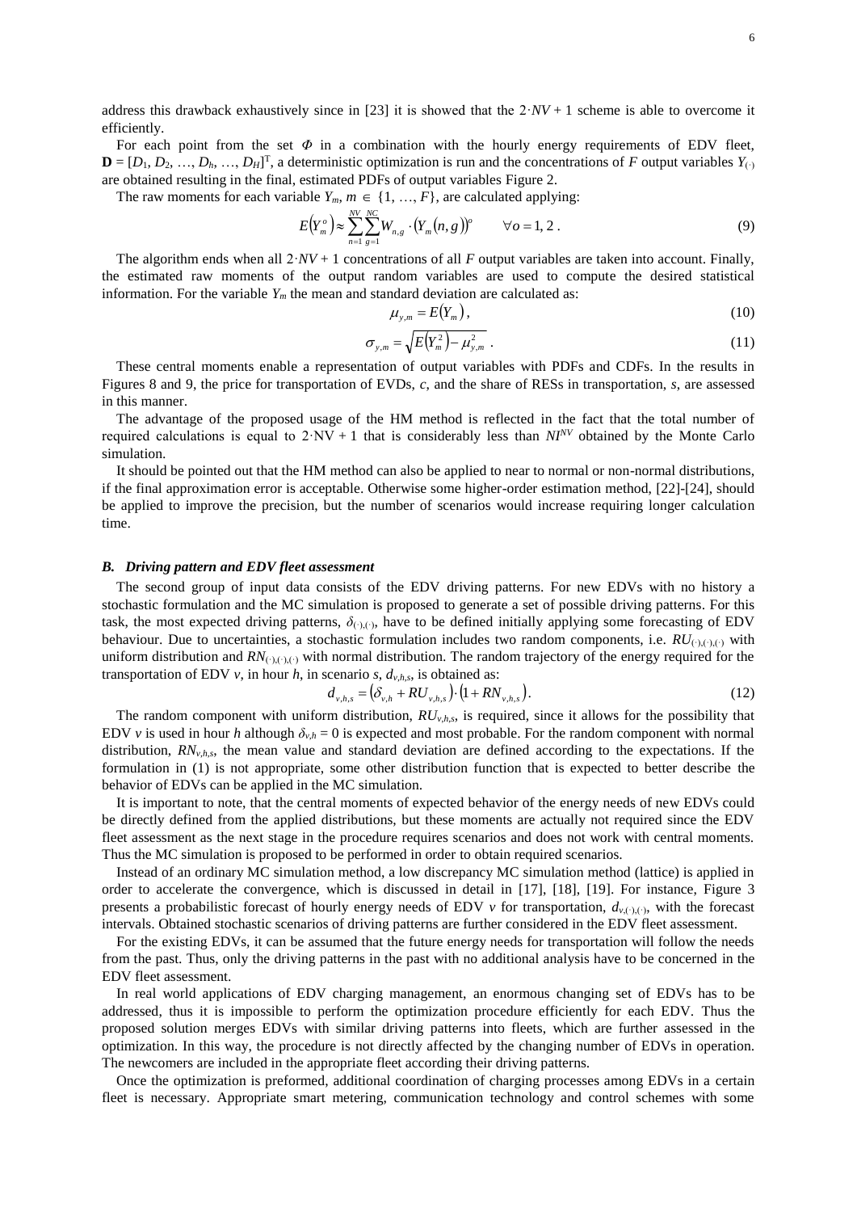address this drawback exhaustively since in [23] it is showed that the $2 \cdot NV + 1$ scheme is able to overcome it efficiently.

For each point from the set $\Phi$ in a combination with the hourly energy requirements of EDV fleet, $\mathbf{D} = [D_1, D_2, \ldots, D_h, \ldots, D_H]^T$, a deterministic optimization is run and the concentrations of $F$ output variables $Y_{(\cdot)}$ are obtained resulting in the final, estimated PDFs of output variables Figure 2.

The raw moments for each variable $Y_m$, $m \in \{1, \ldots, F\}$, are calculated applying:

$$E\left(Y_m^o\right) \approx \sum_{n=1}^{NV} \sum_{g=1}^{NC} W_{n,g} \cdot \left(Y_m(n,g)\right)^o \qquad \forall o = 1, 2\,. \tag{9}$$

The algorithm ends when all $2 \cdot NV + 1$ concentrations of all $F$ output variables are taken into account. Finally, the estimated raw moments of the output random variables are used to compute the desired statistical information. For the variable $Y_m$ the mean and standard deviation are calculated as:

$$\mu_{y,m} = E\left(Y_m\right), \tag{10}$$

$$\sigma_{y,m} = \sqrt{E\left(Y_m^2\right) - \mu_{y,m}^2}\,. \tag{11}$$

These central moments enable a representation of output variables with PDFs and CDFs. In the results in Figures 8 and 9, the price for transportation of EVDs, $c$, and the share of RESs in transportation, $s$, are assessed in this manner.

The advantage of the proposed usage of the HM method is reflected in the fact that the total number of required calculations is equal to $2 \cdot NV + 1$ that is considerably less than $NI^{NV}$ obtained by the Monte Carlo simulation.

It should be pointed out that the HM method can also be applied to near to normal or non-normal distributions, if the final approximation error is acceptable. Otherwise some higher-order estimation method, [22]-[24], should be applied to improve the precision, but the number of scenarios would increase requiring longer calculation time.

### *B. Driving pattern and EDV fleet assessment*

The second group of input data consists of the EDV driving patterns. For new EDVs with no history a stochastic formulation and the MC simulation is proposed to generate a set of possible driving patterns. For this task, the most expected driving patterns, $\delta_{(\cdot),(\cdot)}$, have to be defined initially applying some forecasting of EDV behaviour. Due to uncertainties, a stochastic formulation includes two random components, i.e. $RU_{(\cdot),(\cdot),(\cdot)}$ with uniform distribution and $RN_{(\cdot),(\cdot),(\cdot)}$ with normal distribution. The random trajectory of the energy required for the transportation of EDV $v$, in hour $h$, in scenario $s$, $d_{v,h,s}$, is obtained as:

$$d_{v,h,s} = \left(\delta_{v,h} + RU_{v,h,s}\right) \cdot \left(1 + RN_{v,h,s}\right). \tag{12}$$

The random component with uniform distribution, $RU_{v,h,s}$, is required, since it allows for the possibility that EDV $v$ is used in hour $h$ although $\delta_{v,h} = 0$ is expected and most probable. For the random component with normal distribution, $RN_{v,h,s}$, the mean value and standard deviation are defined according to the expectations. If the formulation in (1) is not appropriate, some other distribution function that is expected to better describe the behavior of EDVs can be applied in the MC simulation.

It is important to note, that the central moments of expected behavior of the energy needs of new EDVs could be directly defined from the applied distributions, but these moments are actually not required since the EDV fleet assessment as the next stage in the procedure requires scenarios and does not work with central moments. Thus the MC simulation is proposed to be performed in order to obtain required scenarios.

Instead of an ordinary MC simulation method, a low discrepancy MC simulation method (lattice) is applied in order to accelerate the convergence, which is discussed in detail in [17], [18], [19]. For instance, Figure 3 presents a probabilistic forecast of hourly energy needs of EDV $v$ for transportation, $d_{v,(\cdot),(\cdot)}$, with the forecast intervals. Obtained stochastic scenarios of driving patterns are further considered in the EDV fleet assessment.

For the existing EDVs, it can be assumed that the future energy needs for transportation will follow the needs from the past. Thus, only the driving patterns in the past with no additional analysis have to be concerned in the EDV fleet assessment.

In real world applications of EDV charging management, an enormous changing set of EDVs has to be addressed, thus it is impossible to perform the optimization procedure efficiently for each EDV. Thus the proposed solution merges EDVs with similar driving patterns into fleets, which are further assessed in the optimization. In this way, the procedure is not directly affected by the changing number of EDVs in operation. The newcomers are included in the appropriate fleet according their driving patterns.

Once the optimization is preformed, additional coordination of charging processes among EDVs in a certain fleet is necessary. Appropriate smart metering, communication technology and control schemes with some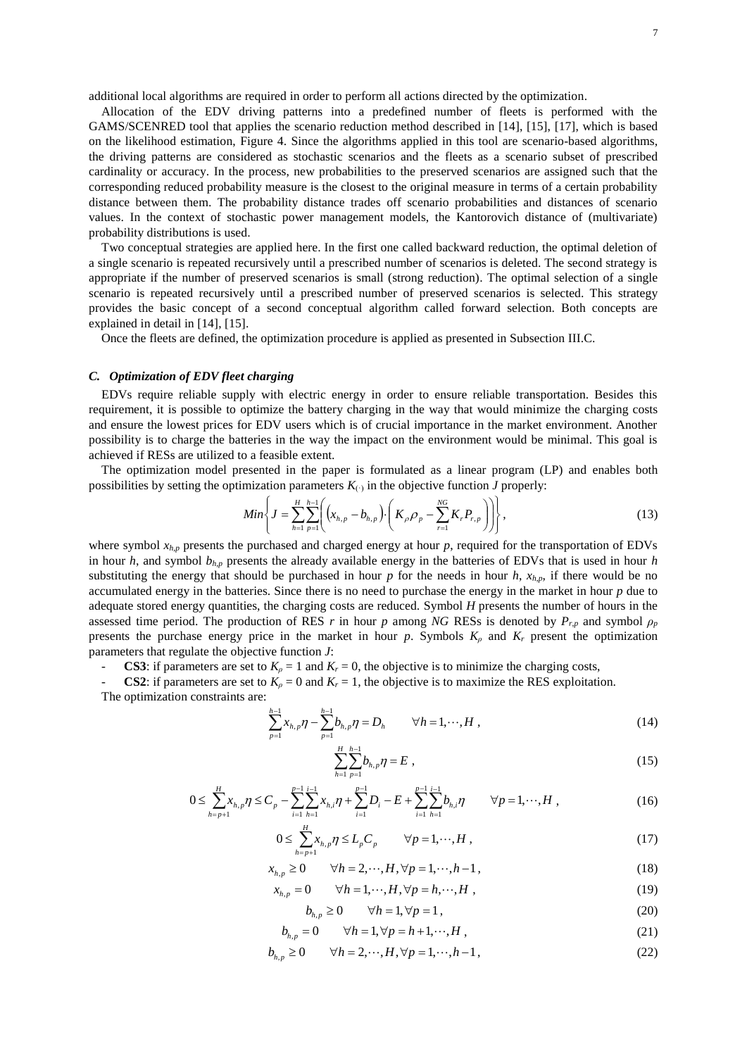additional local algorithms are required in order to perform all actions directed by the optimization.

Allocation of the EDV driving patterns into a predefined number of fleets is performed with the GAMS/SCENRED tool that applies the scenario reduction method described in [14], [15], [17], which is based on the likelihood estimation, Figure 4. Since the algorithms applied in this tool are scenario-based algorithms, the driving patterns are considered as stochastic scenarios and the fleets as a scenario subset of prescribed cardinality or accuracy. In the process, new probabilities to the preserved scenarios are assigned such that the corresponding reduced probability measure is the closest to the original measure in terms of a certain probability distance between them. The probability distance trades off scenario probabilities and distances of scenario values. In the context of stochastic power management models, the Kantorovich distance of (multivariate) probability distributions is used.

Two conceptual strategies are applied here. In the first one called backward reduction, the optimal deletion of a single scenario is repeated recursively until a prescribed number of scenarios is deleted. The second strategy is appropriate if the number of preserved scenarios is small (strong reduction). The optimal selection of a single scenario is repeated recursively until a prescribed number of preserved scenarios is selected. This strategy provides the basic concept of a second conceptual algorithm called forward selection. Both concepts are explained in detail in [14], [15].

Once the fleets are defined, the optimization procedure is applied as presented in Subsection III.C.

### *C. Optimization of EDV fleet charging*

EDVs require reliable supply with electric energy in order to ensure reliable transportation. Besides this requirement, it is possible to optimize the battery charging in the way that would minimize the charging costs and ensure the lowest prices for EDV users which is of crucial importance in the market environment. Another possibility is to charge the batteries in the way the impact on the environment would be minimal. This goal is achieved if RESs are utilized to a feasible extent.

The optimization model presented in the paper is formulated as a linear program (LP) and enables both possibilities by setting the optimization parameters $K_{(\cdot)}$ in the objective function $J$ properly:

$$Min\left\{ J = \sum_{h=1}^{H}\sum_{p=1}^{h-1}\left( \left(x_{h,p} - b_{h,p}\right)\cdot\left( K_{\rho}\rho_{p} - \sum_{r=1}^{NG} K_{r}P_{r,p} \right) \right) \right\}, \tag{13}$$

where symbol $x_{h,p}$ presents the purchased and charged energy at hour $p$, required for the transportation of EDVs in hour $h$, and symbol $b_{h,p}$ presents the already available energy in the batteries of EDVs that is used in hour $h$ substituting the energy that should be purchased in hour $p$ for the needs in hour $h$, $x_{h,p}$, if there would be no accumulated energy in the batteries. Since there is no need to purchase the energy in the market in hour $p$ due to adequate stored energy quantities, the charging costs are reduced. Symbol $H$ presents the number of hours in the assessed time period. The production of RES $r$ in hour $p$ among $NG$ RESs is denoted by $P_{r,p}$ and symbol $\rho_p$ presents the purchase energy price in the market in hour $p$. Symbols $K_\rho$ and $K_r$ present the optimization parameters that regulate the objective function $J$:

- **CS3**: if parameters are set to $K_\rho = 1$ and $K_r = 0$, the objective is to minimize the charging costs,
- **CS2**: if parameters are set to $K_\rho = 0$ and $K_r = 1$, the objective is to maximize the RES exploitation.

The optimization constraints are:

$$\sum_{p=1}^{h-1} x_{h,p}\eta - \sum_{p=1}^{h-1} b_{h,p}\eta = D_h \qquad \forall h = 1,\cdots,H\ , \tag{14}$$

$$\sum_{h=1}^{H}\sum_{p=1}^{h-1} b_{h,p}\eta = E\ , \tag{15}$$

$$0 \le \sum_{h=p+1}^{H} x_{h,p}\eta \le C_p - \sum_{i=1}^{p-1}\sum_{h=1}^{i-1} x_{h,i}\eta + \sum_{i=1}^{p-1} D_i - E + \sum_{i=1}^{p-1}\sum_{h=1}^{i-1} b_{h,i}\eta \qquad \forall p = 1,\cdots,H\ , \tag{16}$$

$$0 \le \sum_{h=p+1}^{H} x_{h,p}\eta \le L_p C_p \qquad \forall p = 1,\cdots,H\ , \tag{17}$$

$$x_{h,p} \ge 0 \qquad \forall h = 2,\cdots,H, \forall p = 1,\cdots,h-1\ , \tag{18}$$

$$x_{h,p} = 0 \qquad \forall h = 1,\cdots,H, \forall p = h,\cdots,H\ , \tag{19}$$

$$b_{h,p} \ge 0 \qquad \forall h = 1, \forall p = 1\ , \tag{20}$$

$$b_{h,p} = 0 \qquad \forall h = 1, \forall p = h+1,\cdots,H\ , \tag{21}$$

$$b_{h,p} \ge 0 \qquad \forall h = 2,\cdots,H, \forall p = 1,\cdots,h-1\ , \tag{22}$$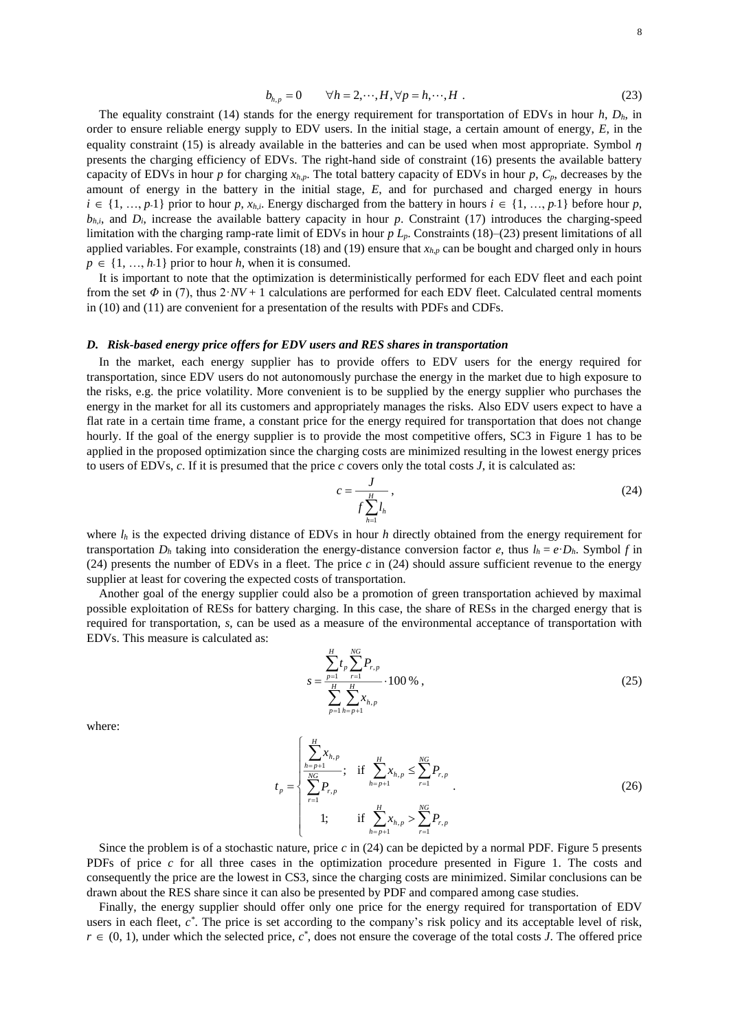$$b_{h,p} = 0 \qquad \forall h = 2, \cdots, H, \forall p = h, \cdots, H \ . \tag{23}$$

The equality constraint (14) stands for the energy requirement for transportation of EDVs in hour $h$, $D_h$, in order to ensure reliable energy supply to EDV users. In the initial stage, a certain amount of energy, $E$, in the equality constraint (15) is already available in the batteries and can be used when most appropriate. Symbol $\eta$ presents the charging efficiency of EDVs. The right-hand side of constraint (16) presents the available battery capacity of EDVs in hour $p$ for charging $x_{h,p}$. The total battery capacity of EDVs in hour $p$, $C_p$, decreases by the amount of energy in the battery in the initial stage, $E$, and for purchased and charged energy in hours $i \in \{1, \ldots, p\text{-}1\}$ prior to hour $p$, $x_{h,i}$. Energy discharged from the battery in hours $i \in \{1, \ldots, p\text{-}1\}$ before hour $p$, $b_{h,i}$, and $D_i$, increase the available battery capacity in hour $p$. Constraint (17) introduces the charging-speed limitation with the charging ramp-rate limit of EDVs in hour $p$ $L_p$. Constraints (18)–(23) present limitations of all applied variables. For example, constraints (18) and (19) ensure that $x_{h,p}$ can be bought and charged only in hours $p \in \{1, \ldots, h\text{-}1\}$ prior to hour $h$, when it is consumed.

It is important to note that the optimization is deterministically performed for each EDV fleet and each point from the set $\Phi$ in (7), thus $2 \cdot NV + 1$ calculations are performed for each EDV fleet. Calculated central moments in (10) and (11) are convenient for a presentation of the results with PDFs and CDFs.

### *D. Risk-based energy price offers for EDV users and RES shares in transportation*

In the market, each energy supplier has to provide offers to EDV users for the energy required for transportation, since EDV users do not autonomously purchase the energy in the market due to high exposure to the risks, e.g. the price volatility. More convenient is to be supplied by the energy supplier who purchases the energy in the market for all its customers and appropriately manages the risks. Also EDV users expect to have a flat rate in a certain time frame, a constant price for the energy required for transportation that does not change hourly. If the goal of the energy supplier is to provide the most competitive offers, SC3 in Figure 1 has to be applied in the proposed optimization since the charging costs are minimized resulting in the lowest energy prices to users of EDVs, $c$. If it is presumed that the price $c$ covers only the total costs $J$, it is calculated as:

$$c = \frac{J}{f \sum_{h=1}^{H} l_h} \ , \tag{24}$$

where $l_h$ is the expected driving distance of EDVs in hour $h$ directly obtained from the energy requirement for transportation $D_h$ taking into consideration the energy-distance conversion factor $e$, thus $l_h = e \cdot D_h$. Symbol $f$ in (24) presents the number of EDVs in a fleet. The price $c$ in (24) should assure sufficient revenue to the energy supplier at least for covering the expected costs of transportation.

Another goal of the energy supplier could also be a promotion of green transportation achieved by maximal possible exploitation of RESs for battery charging. In this case, the share of RESs in the charged energy that is required for transportation, $s$, can be used as a measure of the environmental acceptance of transportation with EDVs. This measure is calculated as:

$$s = \frac{\sum_{p=1}^{H} t_p \sum_{r=1}^{NG} P_{r,p}}{\sum_{p=1}^{H} \sum_{h=p+1}^{H} x_{h,p}} \cdot 100\,\% \ , \tag{25}$$

where:

$$t_p = \begin{cases} \dfrac{\sum_{h=p+1}^{H} x_{h,p}}{\sum_{r=1}^{NG} P_{r,p}}; & \text{if } \sum_{h=p+1}^{H} x_{h,p} \le \sum_{r=1}^{NG} P_{r,p} \\ 1; & \text{if } \sum_{h=p+1}^{H} x_{h,p} > \sum_{r=1}^{NG} P_{r,p} \end{cases} . \tag{26}$$

Since the problem is of a stochastic nature, price $c$ in (24) can be depicted by a normal PDF. Figure 5 presents PDFs of price $c$ for all three cases in the optimization procedure presented in Figure 1. The costs and consequently the price are the lowest in CS3, since the charging costs are minimized. Similar conclusions can be drawn about the RES share since it can also be presented by PDF and compared among case studies.

Finally, the energy supplier should offer only one price for the energy required for transportation of EDV users in each fleet, $c^*$. The price is set according to the company's risk policy and its acceptable level of risk, $r \in (0, 1)$, under which the selected price, $c^*$, does not ensure the coverage of the total costs $J$. The offered price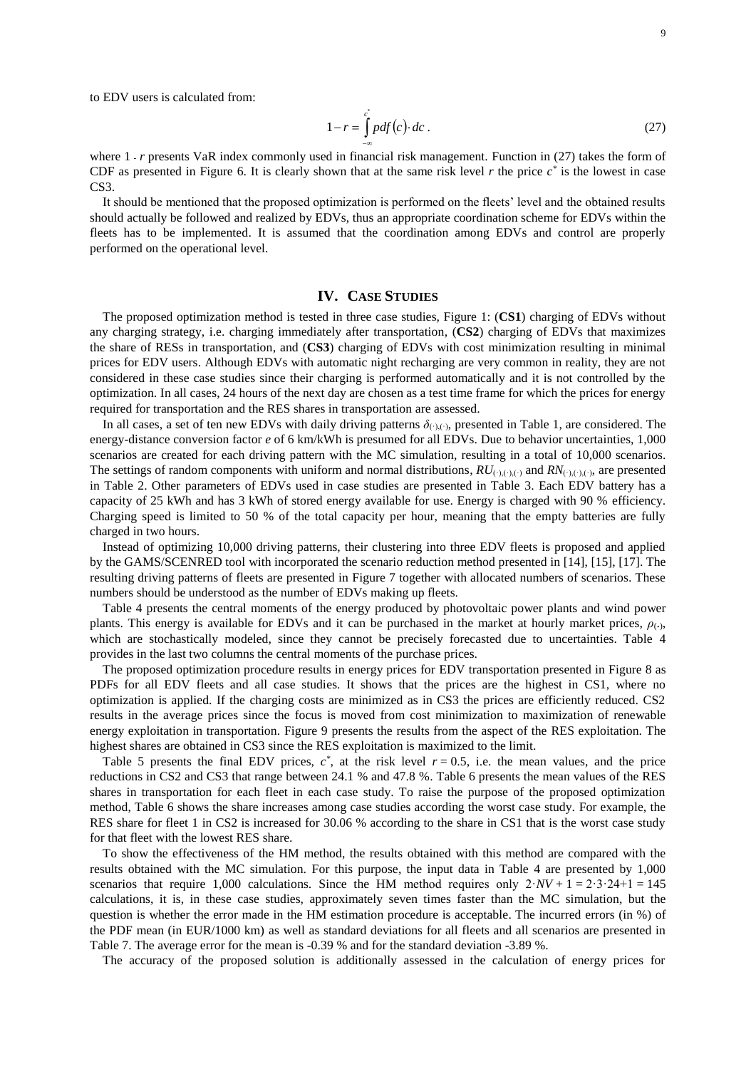to EDV users is calculated from:

$$1 - r = \int_{-\infty}^{c^*} pdf(c) \cdot dc \,. \tag{27}$$

where 1 - $r$ presents VaR index commonly used in financial risk management. Function in (27) takes the form of CDF as presented in Figure 6. It is clearly shown that at the same risk level $r$ the price $c^*$ is the lowest in case CS3.

It should be mentioned that the proposed optimization is performed on the fleets' level and the obtained results should actually be followed and realized by EDVs, thus an appropriate coordination scheme for EDVs within the fleets has to be implemented. It is assumed that the coordination among EDVs and control are properly performed on the operational level.

## IV. Case Studies

The proposed optimization method is tested in three case studies, Figure 1: (**CS1**) charging of EDVs without any charging strategy, i.e. charging immediately after transportation, (**CS2**) charging of EDVs that maximizes the share of RESs in transportation, and (**CS3**) charging of EDVs with cost minimization resulting in minimal prices for EDV users. Although EDVs with automatic night recharging are very common in reality, they are not considered in these case studies since their charging is performed automatically and it is not controlled by the optimization. In all cases, 24 hours of the next day are chosen as a test time frame for which the prices for energy required for transportation and the RES shares in transportation are assessed.

In all cases, a set of ten new EDVs with daily driving patterns $\delta_{(\cdot),(\cdot)}$, presented in Table 1, are considered. The energy-distance conversion factor $e$ of 6 km/kWh is presumed for all EDVs. Due to behavior uncertainties, 1,000 scenarios are created for each driving pattern with the MC simulation, resulting in a total of 10,000 scenarios. The settings of random components with uniform and normal distributions, $RU_{(\cdot),(\cdot),(\cdot)}$ and $RN_{(\cdot),(\cdot),(\cdot)}$, are presented in Table 2. Other parameters of EDVs used in case studies are presented in Table 3. Each EDV battery has a capacity of 25 kWh and has 3 kWh of stored energy available for use. Energy is charged with 90 % efficiency. Charging speed is limited to 50 % of the total capacity per hour, meaning that the empty batteries are fully charged in two hours.

Instead of optimizing 10,000 driving patterns, their clustering into three EDV fleets is proposed and applied by the GAMS/SCENRED tool with incorporated the scenario reduction method presented in [14], [15], [17]. The resulting driving patterns of fleets are presented in Figure 7 together with allocated numbers of scenarios. These numbers should be understood as the number of EDVs making up fleets.

Table 4 presents the central moments of the energy produced by photovoltaic power plants and wind power plants. This energy is available for EDVs and it can be purchased in the market at hourly market prices, $\rho_{(\cdot)}$, which are stochastically modeled, since they cannot be precisely forecasted due to uncertainties. Table 4 provides in the last two columns the central moments of the purchase prices.

The proposed optimization procedure results in energy prices for EDV transportation presented in Figure 8 as PDFs for all EDV fleets and all case studies. It shows that the prices are the highest in CS1, where no optimization is applied. If the charging costs are minimized as in CS3 the prices are efficiently reduced. CS2 results in the average prices since the focus is moved from cost minimization to maximization of renewable energy exploitation in transportation. Figure 9 presents the results from the aspect of the RES exploitation. The highest shares are obtained in CS3 since the RES exploitation is maximized to the limit.

Table 5 presents the final EDV prices, $c^*$, at the risk level $r = 0.5$, i.e. the mean values, and the price reductions in CS2 and CS3 that range between 24.1 % and 47.8 %. Table 6 presents the mean values of the RES shares in transportation for each fleet in each case study. To raise the purpose of the proposed optimization method, Table 6 shows the share increases among case studies according the worst case study. For example, the RES share for fleet 1 in CS2 is increased for 30.06 % according to the share in CS1 that is the worst case study for that fleet with the lowest RES share.

To show the effectiveness of the HM method, the results obtained with this method are compared with the results obtained with the MC simulation. For this purpose, the input data in Table 4 are presented by 1,000 scenarios that require 1,000 calculations. Since the HM method requires only $2 \cdot NV + 1 = 2 \cdot 3 \cdot 24 + 1 = 145$ calculations, it is, in these case studies, approximately seven times faster than the MC simulation, but the question is whether the error made in the HM estimation procedure is acceptable. The incurred errors (in %) of the PDF mean (in EUR/1000 km) as well as standard deviations for all fleets and all scenarios are presented in Table 7. The average error for the mean is -0.39 % and for the standard deviation -3.89 %.

The accuracy of the proposed solution is additionally assessed in the calculation of energy prices for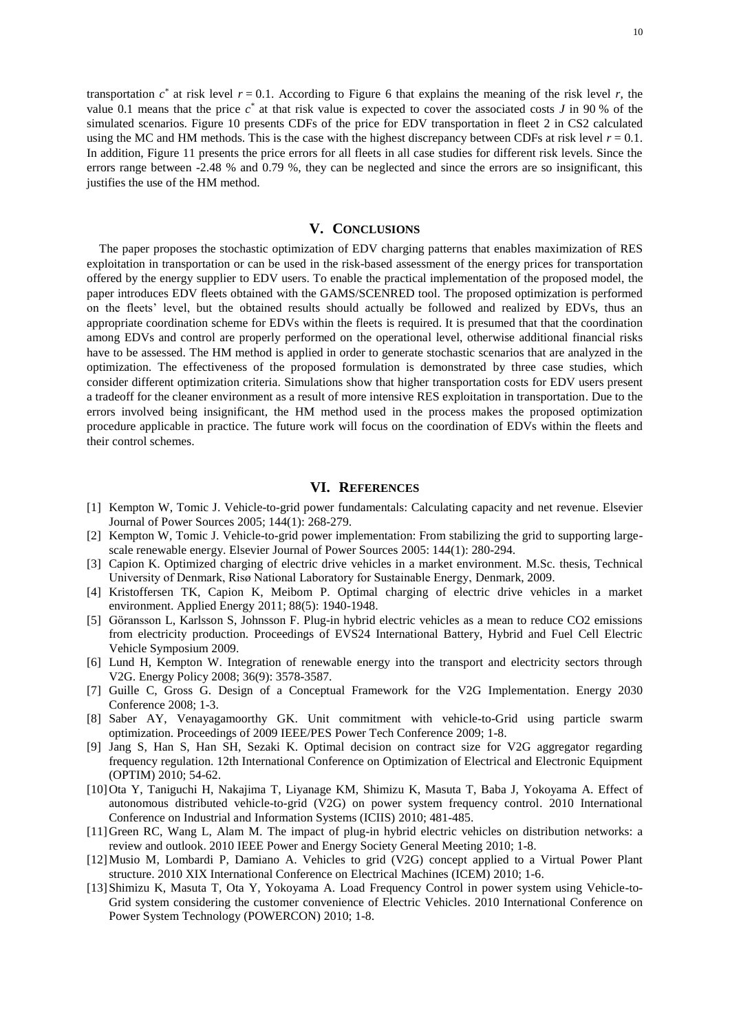transportation $c^*$ at risk level $r = 0.1$. According to Figure 6 that explains the meaning of the risk level $r$, the value 0.1 means that the price $c^*$ at that risk value is expected to cover the associated costs $J$ in 90 % of the simulated scenarios. Figure 10 presents CDFs of the price for EDV transportation in fleet 2 in CS2 calculated using the MC and HM methods. This is the case with the highest discrepancy between CDFs at risk level $r = 0.1$. In addition, Figure 11 presents the price errors for all fleets in all case studies for different risk levels. Since the errors range between -2.48 % and 0.79 %, they can be neglected and since the errors are so insignificant, this justifies the use of the HM method.

## V. Conclusions

The paper proposes the stochastic optimization of EDV charging patterns that enables maximization of RES exploitation in transportation or can be used in the risk-based assessment of the energy prices for transportation offered by the energy supplier to EDV users. To enable the practical implementation of the proposed model, the paper introduces EDV fleets obtained with the GAMS/SCENRED tool. The proposed optimization is performed on the fleets' level, but the obtained results should actually be followed and realized by EDVs, thus an appropriate coordination scheme for EDVs within the fleets is required. It is presumed that that the coordination among EDVs and control are properly performed on the operational level, otherwise additional financial risks have to be assessed. The HM method is applied in order to generate stochastic scenarios that are analyzed in the optimization. The effectiveness of the proposed formulation is demonstrated by three case studies, which consider different optimization criteria. Simulations show that higher transportation costs for EDV users present a tradeoff for the cleaner environment as a result of more intensive RES exploitation in transportation. Due to the errors involved being insignificant, the HM method used in the process makes the proposed optimization procedure applicable in practice. The future work will focus on the coordination of EDVs within the fleets and their control schemes.

## VI. References

[1] Kempton W, Tomic J. Vehicle-to-grid power fundamentals: Calculating capacity and net revenue. Elsevier Journal of Power Sources 2005; 144(1): 268-279.

[2] Kempton W, Tomic J. Vehicle-to-grid power implementation: From stabilizing the grid to supporting large-scale renewable energy. Elsevier Journal of Power Sources 2005: 144(1): 280-294.

[3] Capion K. Optimized charging of electric drive vehicles in a market environment. M.Sc. thesis, Technical University of Denmark, Risø National Laboratory for Sustainable Energy, Denmark, 2009.

[4] Kristoffersen TK, Capion K, Meibom P. Optimal charging of electric drive vehicles in a market environment. Applied Energy 2011; 88(5): 1940-1948.

[5] Göransson L, Karlsson S, Johnsson F. Plug-in hybrid electric vehicles as a mean to reduce CO2 emissions from electricity production. Proceedings of EVS24 International Battery, Hybrid and Fuel Cell Electric Vehicle Symposium 2009.

[6] Lund H, Kempton W. Integration of renewable energy into the transport and electricity sectors through V2G. Energy Policy 2008; 36(9): 3578-3587.

[7] Guille C, Gross G. Design of a Conceptual Framework for the V2G Implementation. Energy 2030 Conference 2008; 1-3.

[8] Saber AY, Venayagamoorthy GK. Unit commitment with vehicle-to-Grid using particle swarm optimization. Proceedings of 2009 IEEE/PES Power Tech Conference 2009; 1-8.

[9] Jang S, Han S, Han SH, Sezaki K. Optimal decision on contract size for V2G aggregator regarding frequency regulation. 12th International Conference on Optimization of Electrical and Electronic Equipment (OPTIM) 2010; 54-62.

[10] Ota Y, Taniguchi H, Nakajima T, Liyanage KM, Shimizu K, Masuta T, Baba J, Yokoyama A. Effect of autonomous distributed vehicle-to-grid (V2G) on power system frequency control. 2010 International Conference on Industrial and Information Systems (ICIIS) 2010; 481-485.

[11] Green RC, Wang L, Alam M. The impact of plug-in hybrid electric vehicles on distribution networks: a review and outlook. 2010 IEEE Power and Energy Society General Meeting 2010; 1-8.

[12] Musio M, Lombardi P, Damiano A. Vehicles to grid (V2G) concept applied to a Virtual Power Plant structure. 2010 XIX International Conference on Electrical Machines (ICEM) 2010; 1-6.

[13] Shimizu K, Masuta T, Ota Y, Yokoyama A. Load Frequency Control in power system using Vehicle-to-Grid system considering the customer convenience of Electric Vehicles. 2010 International Conference on Power System Technology (POWERCON) 2010; 1-8.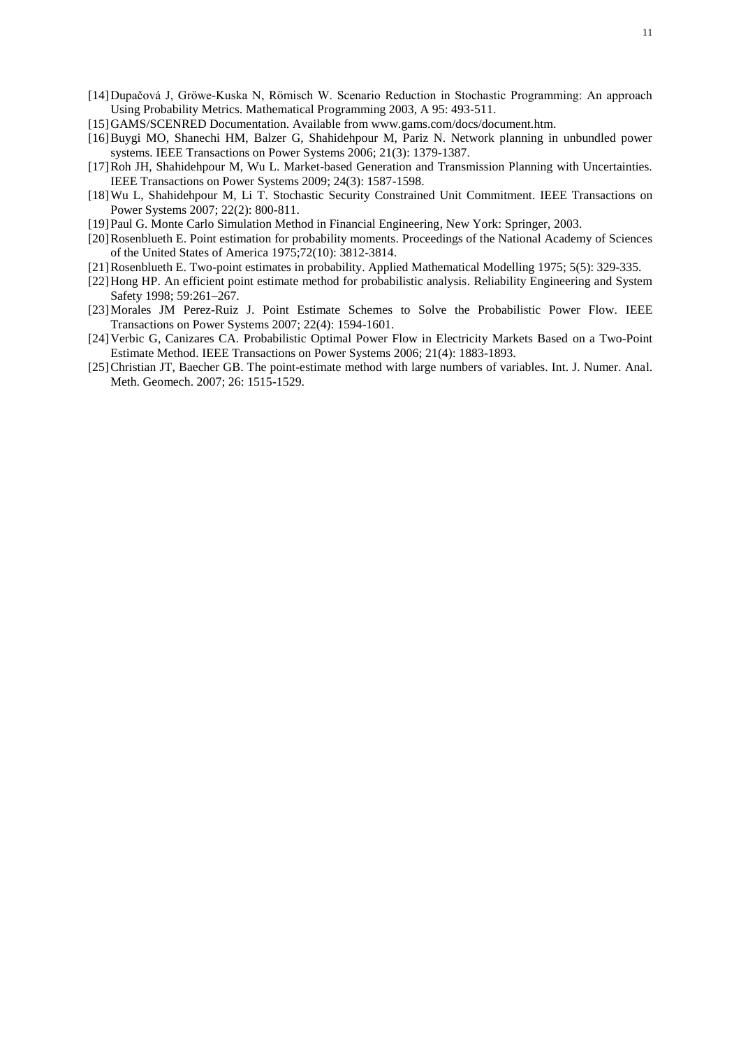[14] Dupačová J, Gröwe-Kuska N, Römisch W. Scenario Reduction in Stochastic Programming: An approach Using Probability Metrics. Mathematical Programming 2003, A 95: 493-511.

[15] GAMS/SCENRED Documentation. Available from www.gams.com/docs/document.htm.

[16] Buygi MO, Shanechi HM, Balzer G, Shahidehpour M, Pariz N. Network planning in unbundled power systems. IEEE Transactions on Power Systems 2006; 21(3): 1379-1387.

[17] Roh JH, Shahidehpour M, Wu L. Market-based Generation and Transmission Planning with Uncertainties. IEEE Transactions on Power Systems 2009; 24(3): 1587-1598.

[18] Wu L, Shahidehpour M, Li T. Stochastic Security Constrained Unit Commitment. IEEE Transactions on Power Systems 2007; 22(2): 800-811.

[19] Paul G. Monte Carlo Simulation Method in Financial Engineering, New York: Springer, 2003.

[20] Rosenblueth E. Point estimation for probability moments. Proceedings of the National Academy of Sciences of the United States of America 1975;72(10): 3812-3814.

[21] Rosenblueth E. Two-point estimates in probability. Applied Mathematical Modelling 1975; 5(5): 329-335.

[22] Hong HP. An efficient point estimate method for probabilistic analysis. Reliability Engineering and System Safety 1998; 59:261–267.

[23] Morales JM Perez-Ruiz J. Point Estimate Schemes to Solve the Probabilistic Power Flow. IEEE Transactions on Power Systems 2007; 22(4): 1594-1601.

[24] Verbic G, Canizares CA. Probabilistic Optimal Power Flow in Electricity Markets Based on a Two-Point Estimate Method. IEEE Transactions on Power Systems 2006; 21(4): 1883-1893.

[25] Christian JT, Baecher GB. The point-estimate method with large numbers of variables. Int. J. Numer. Anal. Meth. Geomech. 2007; 26: 1515-1529.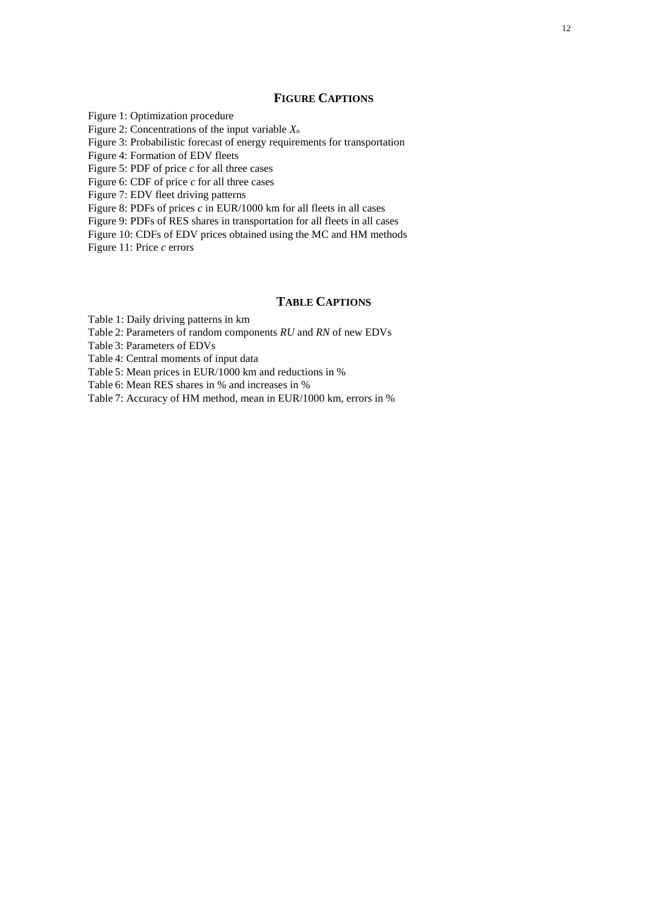## Figure Captions

Figure 1: Optimization procedure

Figure 2: Concentrations of the input variable $X_n$

Figure 3: Probabilistic forecast of energy requirements for transportation

Figure 4: Formation of EDV fleets

Figure 5: PDF of price $c$ for all three cases

Figure 6: CDF of price $c$ for all three cases

Figure 7: EDV fleet driving patterns

Figure 8: PDFs of prices $c$ in EUR/1000 km for all fleets in all cases

Figure 9: PDFs of RES shares in transportation for all fleets in all cases

Figure 10: CDFs of EDV prices obtained using the MC and HM methods

Figure 11: Price $c$ errors

## Table Captions

Table 1: Daily driving patterns in km

Table 2: Parameters of random components *RU* and *RN* of new EDVs

Table 3: Parameters of EDVs

Table 4: Central moments of input data

Table 5: Mean prices in EUR/1000 km and reductions in %

Table 6: Mean RES shares in % and increases in %

Table 7: Accuracy of HM method, mean in EUR/1000 km, errors in %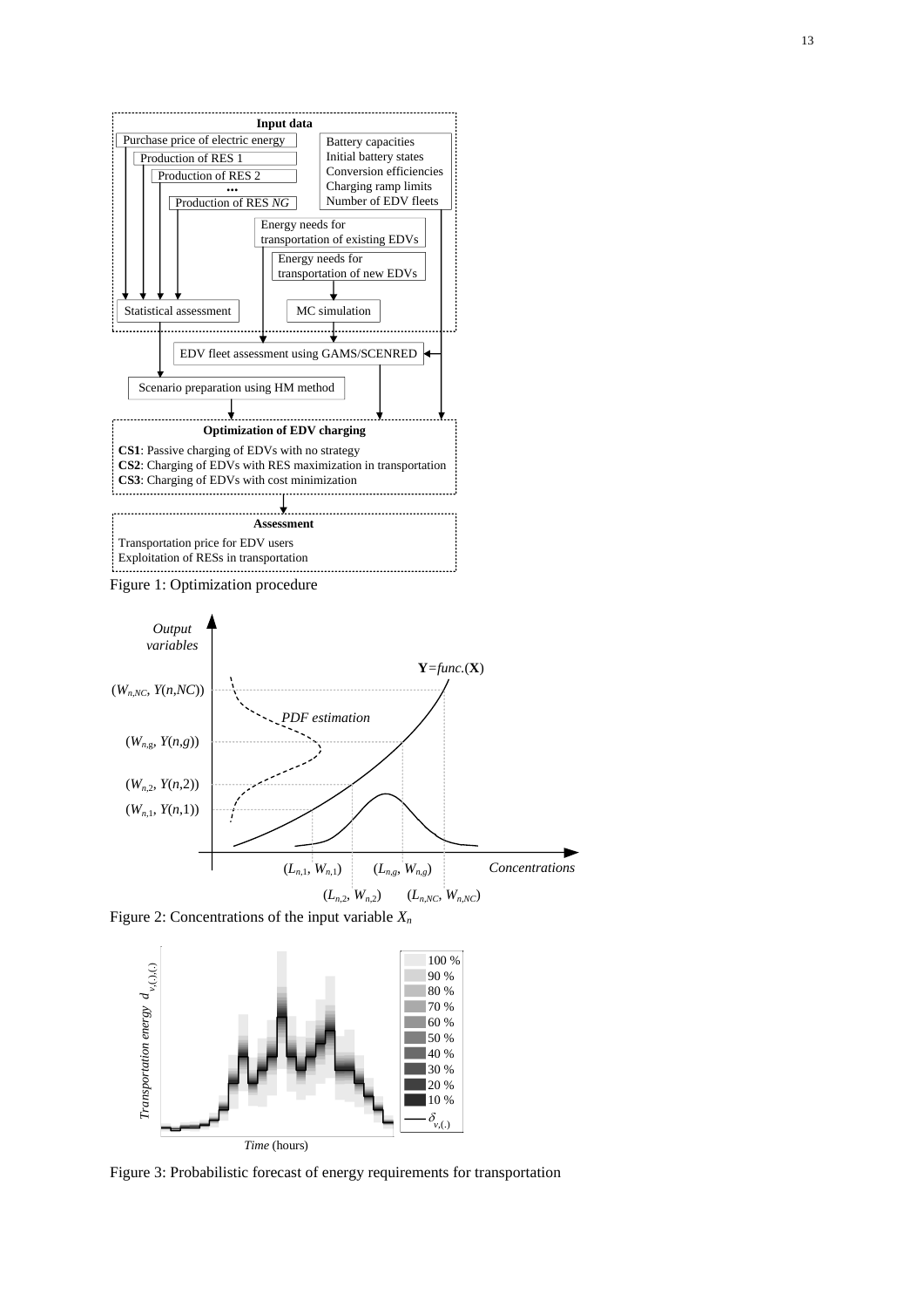Figure 1: Optimization procedure

Figure 2: Concentrations of the input variable $X_n$

Figure 3: Probabilistic forecast of energy requirements for transportation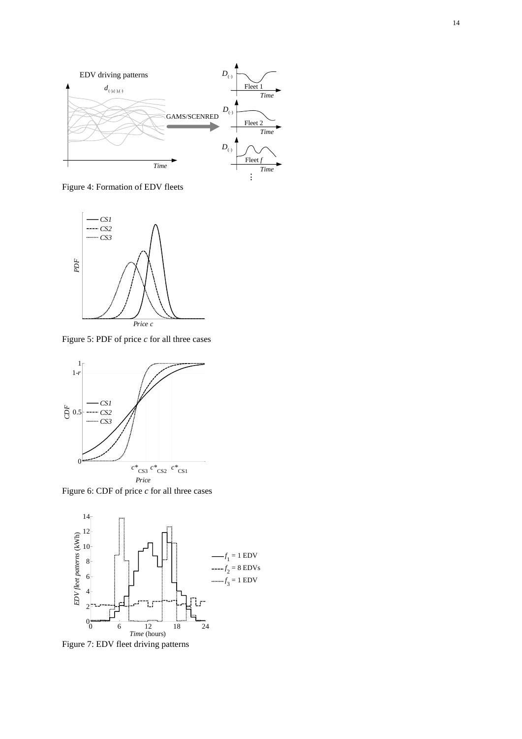Figure 4: Formation of EDV fleets

Figure 5: PDF of price $c$ for all three cases

Figure 6: CDF of price $c$ for all three cases

Figure 7: EDV fleet driving patterns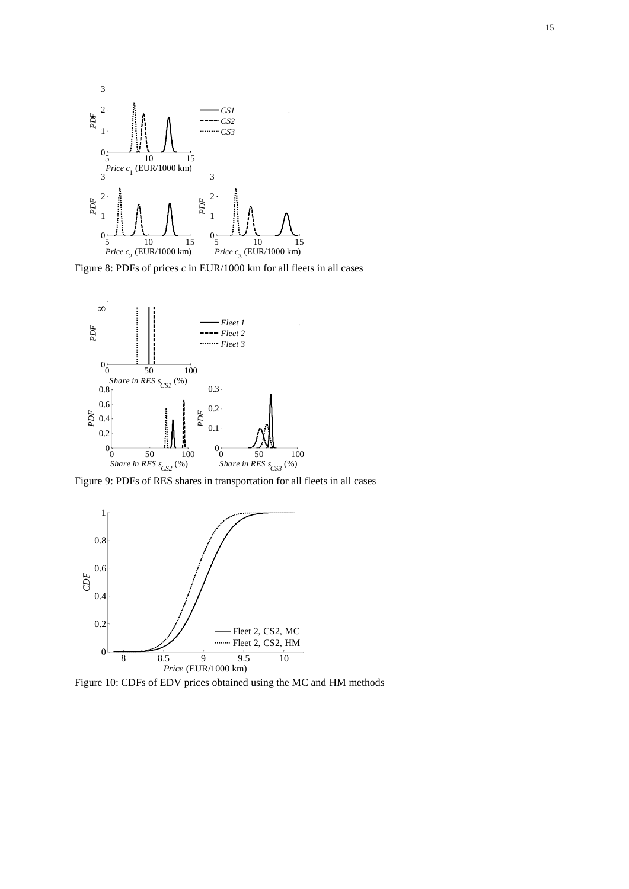Figure 8: PDFs of prices $c$ in EUR/1000 km for all fleets in all cases

Figure 9: PDFs of RES shares in transportation for all fleets in all cases

Figure 10: CDFs of EDV prices obtained using the MC and HM methods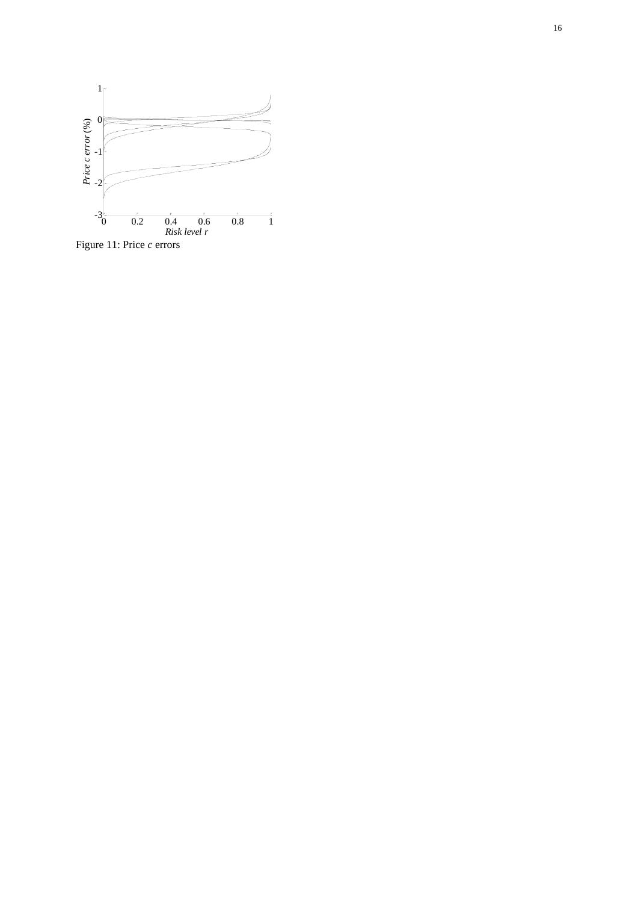Figure 11: Price $c$ errors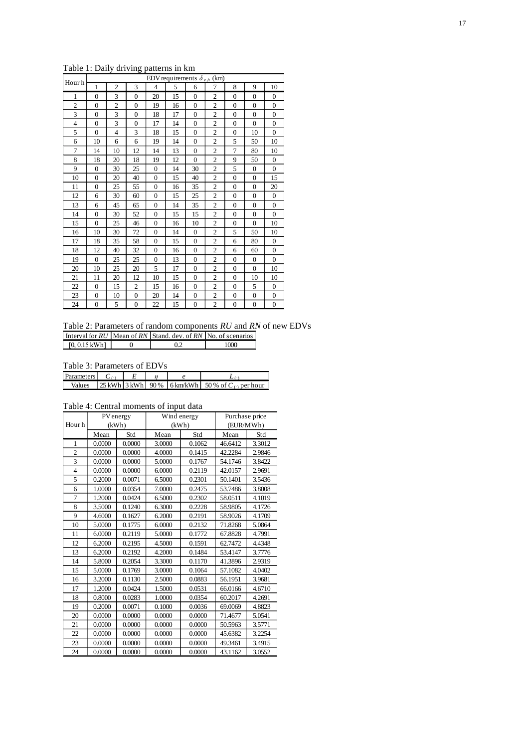Table 1: Daily driving patterns in km

| Hour h | EDV requirements $\delta_{v,h}$ (km) | | | | | | | | | |
|---|---|---|---|---|---|---|---|---|---|---|
| | 1 | 2 | 3 | 4 | 5 | 6 | 7 | 8 | 9 | 10 |
| 1 | 0 | 3 | 0 | 20 | 15 | 0 | 2 | 0 | 0 | 0 |
| 2 | 0 | 2 | 0 | 19 | 16 | 0 | 2 | 0 | 0 | 0 |
| 3 | 0 | 3 | 0 | 18 | 17 | 0 | 2 | 0 | 0 | 0 |
| 4 | 0 | 3 | 0 | 17 | 14 | 0 | 2 | 0 | 0 | 0 |
| 5 | 0 | 4 | 3 | 18 | 15 | 0 | 2 | 0 | 10 | 0 |
| 6 | 10 | 6 | 6 | 19 | 14 | 0 | 2 | 5 | 50 | 10 |
| 7 | 14 | 10 | 12 | 14 | 13 | 0 | 2 | 7 | 80 | 10 |
| 8 | 18 | 20 | 18 | 19 | 12 | 0 | 2 | 9 | 50 | 0 |
| 9 | 0 | 30 | 25 | 0 | 14 | 30 | 2 | 5 | 0 | 0 |
| 10 | 0 | 20 | 40 | 0 | 15 | 40 | 2 | 0 | 0 | 15 |
| 11 | 0 | 25 | 55 | 0 | 16 | 35 | 2 | 0 | 0 | 20 |
| 12 | 6 | 30 | 60 | 0 | 15 | 25 | 2 | 0 | 0 | 0 |
| 13 | 6 | 45 | 65 | 0 | 14 | 35 | 2 | 0 | 0 | 0 |
| 14 | 0 | 30 | 52 | 0 | 15 | 15 | 2 | 0 | 0 | 0 |
| 15 | 0 | 25 | 46 | 0 | 16 | 10 | 2 | 0 | 0 | 10 |
| 16 | 10 | 30 | 72 | 0 | 14 | 0 | 2 | 5 | 50 | 10 |
| 17 | 18 | 35 | 58 | 0 | 15 | 0 | 2 | 6 | 80 | 0 |
| 18 | 12 | 40 | 32 | 0 | 16 | 0 | 2 | 6 | 60 | 0 |
| 19 | 0 | 25 | 25 | 0 | 13 | 0 | 2 | 0 | 0 | 0 |
| 20 | 10 | 25 | 20 | 5 | 17 | 0 | 2 | 0 | 0 | 10 |
| 21 | 11 | 20 | 12 | 10 | 15 | 0 | 2 | 0 | 10 | 10 |
| 22 | 0 | 15 | 2 | 15 | 16 | 0 | 2 | 0 | 5 | 0 |
| 23 | 0 | 10 | 0 | 20 | 14 | 0 | 2 | 0 | 0 | 0 |
| 24 | 0 | 5 | 0 | 22 | 15 | 0 | 2 | 0 | 0 | 0 |

Table 2: Parameters of random components *RU* and *RN* of new EDVs

| Interval for *RU* | Mean of *RN* | Stand. dev. of *RN* | No. of scenarios |
|---|---|---|---|
| [0, 0.15 kWh] | 0 | 0.2 | 1000 |

Table 3: Parameters of EDVs

| Parameters | $C_{(\cdot)}$ | $E$ | $\eta$ | $e$ | $L_{(\cdot)}$ |
|---|---|---|---|---|---|
| Values | 25 kWh | 3 kWh | 90 % | 6 km/kWh | 50 % of $C_{(\cdot)}$ per hour |

Table 4: Central moments of input data

| Hour h | PV energy (kWh) | | Wind energy (kWh) | | Purchase price (EUR/MWh) | |
|---|---|---|---|---|---|---|
| | Mean | Std | Mean | Std | Mean | Std |
| 1 | 0.0000 | 0.0000 | 3.0000 | 0.1062 | 46.6412 | 3.3012 |
| 2 | 0.0000 | 0.0000 | 4.0000 | 0.1415 | 42.2284 | 2.9846 |
| 3 | 0.0000 | 0.0000 | 5.0000 | 0.1767 | 54.1746 | 3.8422 |
| 4 | 0.0000 | 0.0000 | 6.0000 | 0.2119 | 42.0157 | 2.9691 |
| 5 | 0.2000 | 0.0071 | 6.5000 | 0.2301 | 50.1401 | 3.5436 |
| 6 | 1.0000 | 0.0354 | 7.0000 | 0.2475 | 53.7486 | 3.8008 |
| 7 | 1.2000 | 0.0424 | 6.5000 | 0.2302 | 58.0511 | 4.1019 |
| 8 | 3.5000 | 0.1240 | 6.3000 | 0.2228 | 58.9805 | 4.1726 |
| 9 | 4.6000 | 0.1627 | 6.2000 | 0.2191 | 58.9026 | 4.1709 |
| 10 | 5.0000 | 0.1775 | 6.0000 | 0.2132 | 71.8268 | 5.0864 |
| 11 | 6.0000 | 0.2119 | 5.0000 | 0.1772 | 67.8828 | 4.7991 |
| 12 | 6.2000 | 0.2195 | 4.5000 | 0.1591 | 62.7472 | 4.4348 |
| 13 | 6.2000 | 0.2192 | 4.2000 | 0.1484 | 53.4147 | 3.7776 |
| 14 | 5.8000 | 0.2054 | 3.3000 | 0.1170 | 41.3896 | 2.9319 |
| 15 | 5.0000 | 0.1769 | 3.0000 | 0.1064 | 57.1082 | 4.0402 |
| 16 | 3.2000 | 0.1130 | 2.5000 | 0.0883 | 56.1951 | 3.9681 |
| 17 | 1.2000 | 0.0424 | 1.5000 | 0.0531 | 66.0166 | 4.6710 |
| 18 | 0.8000 | 0.0283 | 1.0000 | 0.0354 | 60.2017 | 4.2691 |
| 19 | 0.2000 | 0.0071 | 0.1000 | 0.0036 | 69.0069 | 4.8823 |
| 20 | 0.0000 | 0.0000 | 0.0000 | 0.0000 | 71.4677 | 5.0541 |
| 21 | 0.0000 | 0.0000 | 0.0000 | 0.0000 | 50.5963 | 3.5771 |
| 22 | 0.0000 | 0.0000 | 0.0000 | 0.0000 | 45.6382 | 3.2254 |
| 23 | 0.0000 | 0.0000 | 0.0000 | 0.0000 | 49.3461 | 3.4915 |
| 24 | 0.0000 | 0.0000 | 0.0000 | 0.0000 | 43.1162 | 3.0552 |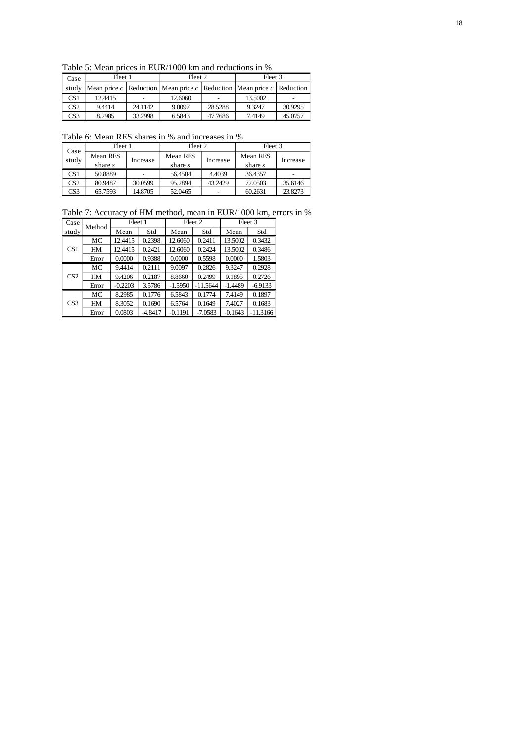Table 5: Mean prices in EUR/1000 km and reductions in %

| Case study | Fleet 1 | | Fleet 2 | | Fleet 3 | |
|---|---|---|---|---|---|---|
| | Mean price $c$ | Reduction | Mean price $c$ | Reduction | Mean price $c$ | Reduction |
| CS1 | 12.4415 | - | 12.6060 | - | 13.5002 | - |
| CS2 | 9.4414 | 24.1142 | 9.0097 | 28.5288 | 9.3247 | 30.9295 |
| CS3 | 8.2985 | 33.2998 | 6.5843 | 47.7686 | 7.4149 | 45.0757 |

Table 6: Mean RES shares in % and increases in %

| Case study | Fleet 1 | | Fleet 2 | | Fleet 3 | |
|---|---|---|---|---|---|---|
| | Mean RES share $s$ | Increase | Mean RES share $s$ | Increase | Mean RES share $s$ | Increase |
| CS1 | 50.8889 | - | 56.4504 | 4.4039 | 36.4357 | - |
| CS2 | 80.9487 | 30.0599 | 95.2894 | 43.2429 | 72.0503 | 35.6146 |
| CS3 | 65.7593 | 14.8705 | 52.0465 | - | 60.2631 | 23.8273 |

Table 7: Accuracy of HM method, mean in EUR/1000 km, errors in %

| Case study | Method | Fleet 1 | | Fleet 2 | | Fleet 3 | |
|---|---|---|---|---|---|---|---|
| | | Mean | Std | Mean | Std | Mean | Std |
| CS1 | MC | 12.4415 | 0.2398 | 12.6060 | 0.2411 | 13.5002 | 0.3432 |
| | HM | 12.4415 | 0.2421 | 12.6060 | 0.2424 | 13.5002 | 0.3486 |
| | Error | 0.0000 | 0.9388 | 0.0000 | 0.5598 | 0.0000 | 1.5803 |
| CS2 | MC | 9.4414 | 0.2111 | 9.0097 | 0.2826 | 9.3247 | 0.2928 |
| | HM | 9.4206 | 0.2187 | 8.8660 | 0.2499 | 9.1895 | 0.2726 |
| | Error | -0.2203 | 3.5786 | -1.5950 | -11.5644 | -1.4489 | -6.9133 |
| CS3 | MC | 8.2985 | 0.1776 | 6.5843 | 0.1774 | 7.4149 | 0.1897 |
| | HM | 8.3052 | 0.1690 | 6.5764 | 0.1649 | 7.4027 | 0.1683 |
| | Error | 0.0803 | -4.8417 | -0.1191 | -7.0583 | -0.1643 | -11.3166 |